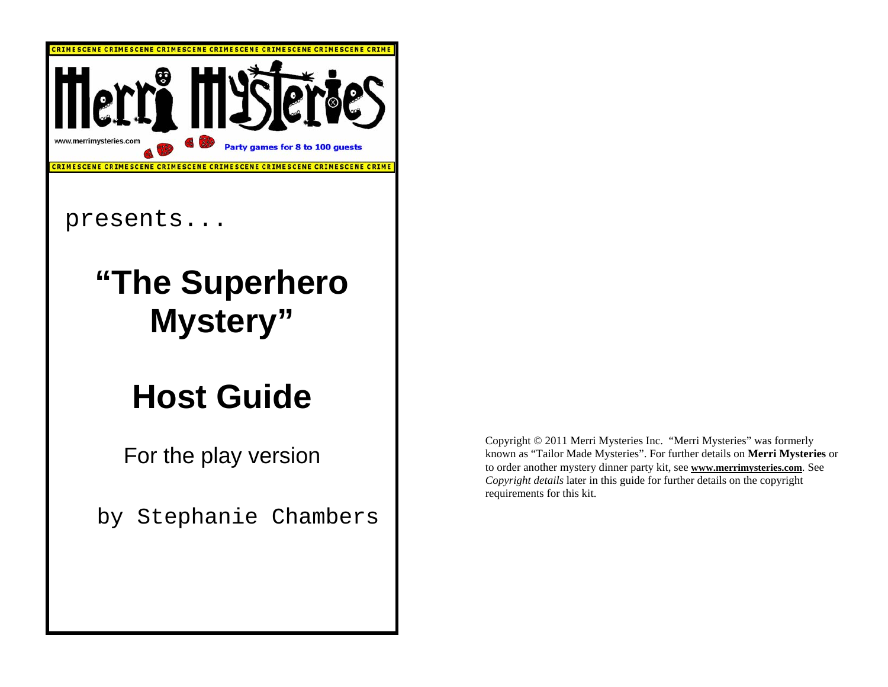CRIMESCENE CRIMESCENE CRIMESCENE CRIMESCENE CRIMESCENE CRIMESCENE CRIME

Merri Mysteries

www.merrimysteries.com

Party games for 8 to 100 guests

CRIMESCENE CRIMESCENE CRIMESCENE CRIMESCENE CRIMESCENE CRIMESCENE CRIME

presents...

# "The Superhero Mystery"

# Host Guide

For the play version

by Stephanie Chambers

Copyright © 2011 Merri Mysteries Inc. "Merri Mysteries" was formerly known as "Tailor Made Mysteries". For further details on **Merri Mysteries** or to order another mystery dinner party kit, see **www.merrimysteries.com**. See *Copyright details* later in this guide for further details on the copyright requirements for this kit.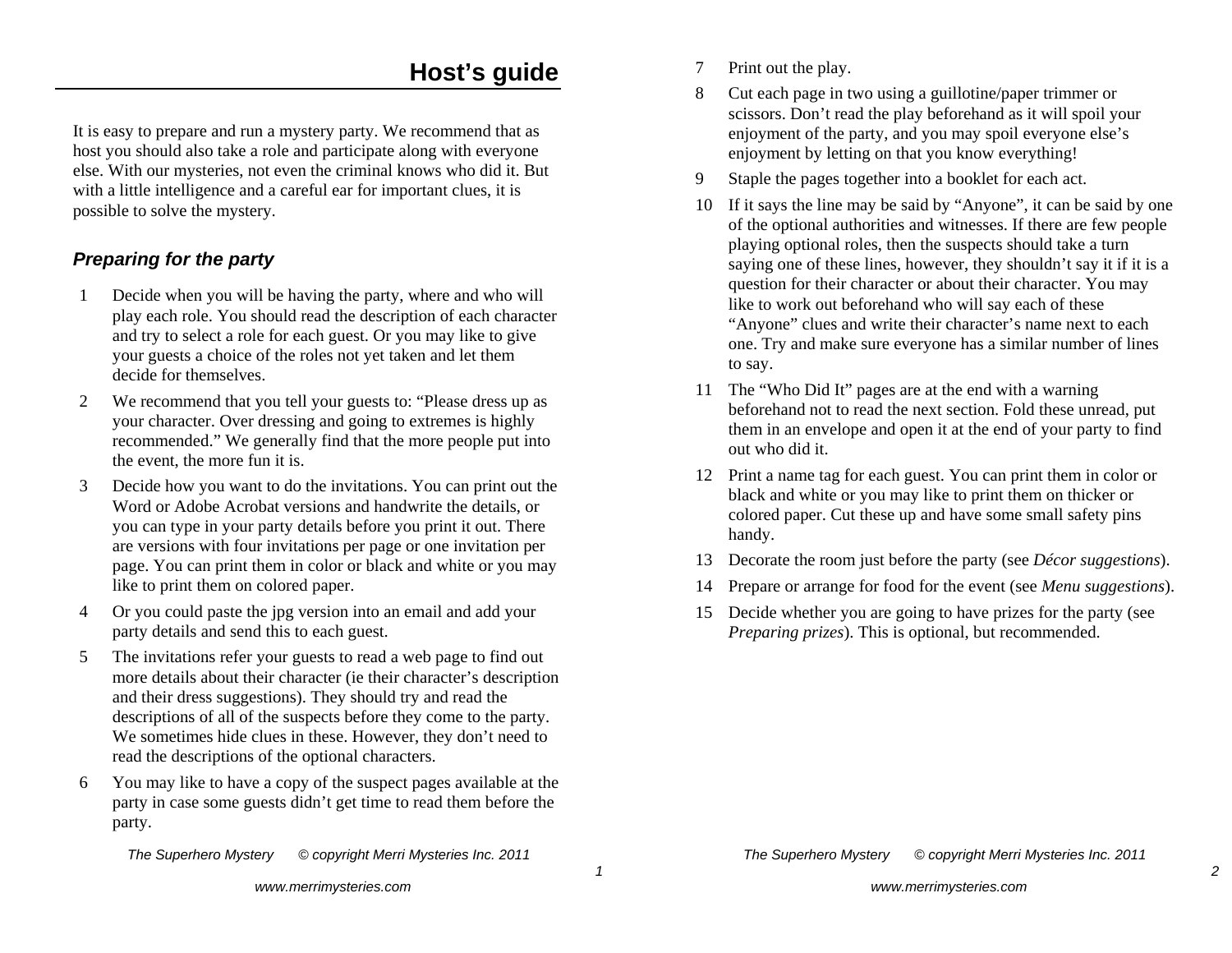# Host's guide

It is easy to prepare and run a mystery party. We recommend that as host you should also take a role and participate along with everyone else. With our mysteries, not even the criminal knows who did it. But with a little intelligence and a careful ear for important clues, it is possible to solve the mystery.

### *Preparing for the party*

1. Decide when you will be having the party, where and who will play each role. You should read the description of each character and try to select a role for each guest. Or you may like to give your guests a choice of the roles not yet taken and let them decide for themselves.
2. We recommend that you tell your guests to: "Please dress up as your character. Over dressing and going to extremes is highly recommended." We generally find that the more people put into the event, the more fun it is.
3. Decide how you want to do the invitations. You can print out the Word or Adobe Acrobat versions and handwrite the details, or you can type in your party details before you print it out. There are versions with four invitations per page or one invitation per page. You can print them in color or black and white or you may like to print them on colored paper.
4. Or you could paste the jpg version into an email and add your party details and send this to each guest.
5. The invitations refer your guests to read a web page to find out more details about their character (ie their character's description and their dress suggestions). They should try and read the descriptions of all of the suspects before they come to the party. We sometimes hide clues in these. However, they don't need to read the descriptions of the optional characters.
6. You may like to have a copy of the suspect pages available at the party in case some guests didn't get time to read them before the party.
7. Print out the play.
8. Cut each page in two using a guillotine/paper trimmer or scissors. Don't read the play beforehand as it will spoil your enjoyment of the party, and you may spoil everyone else's enjoyment by letting on that you know everything!
9. Staple the pages together into a booklet for each act.
10. If it says the line may be said by "Anyone", it can be said by one of the optional authorities and witnesses. If there are few people playing optional roles, then the suspects should take a turn saying one of these lines, however, they shouldn't say it if it is a question for their character or about their character. You may like to work out beforehand who will say each of these "Anyone" clues and write their character's name next to each one. Try and make sure everyone has a similar number of lines to say.
11. The "Who Did It" pages are at the end with a warning beforehand not to read the next section. Fold these unread, put them in an envelope and open it at the end of your party to find out who did it.
12. Print a name tag for each guest. You can print them in color or black and white or you may like to print them on thicker or colored paper. Cut these up and have some small safety pins handy.
13. Decorate the room just before the party (see *Décor suggestions*).
14. Prepare or arrange for food for the event (see *Menu suggestions*).
15. Decide whether you are going to have prizes for the party (see *Preparing prizes*). This is optional, but recommended.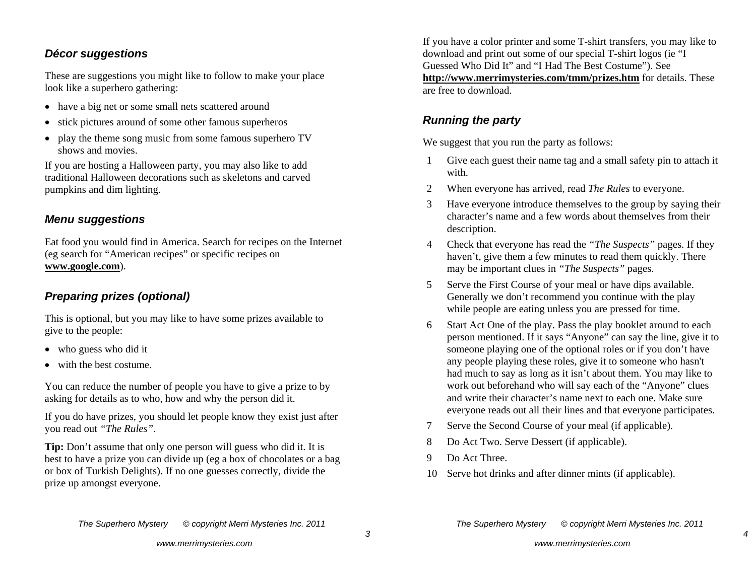### *Décor suggestions*

These are suggestions you might like to follow to make your place look like a superhero gathering:

- have a big net or some small nets scattered around
- stick pictures around of some other famous superheros
- play the theme song music from some famous superhero TV shows and movies.

If you are hosting a Halloween party, you may also like to add traditional Halloween decorations such as skeletons and carved pumpkins and dim lighting.

### *Menu suggestions*

Eat food you would find in America. Search for recipes on the Internet (eg search for "American recipes" or specific recipes on **www.google.com**).

### *Preparing prizes (optional)*

This is optional, but you may like to have some prizes available to give to the people:

- who guess who did it
- with the best costume.

You can reduce the number of people you have to give a prize to by asking for details as to who, how and why the person did it.

If you do have prizes, you should let people know they exist just after you read out *"The Rules"*.

**Tip:** Don't assume that only one person will guess who did it. It is best to have a prize you can divide up (eg a box of chocolates or a bag or box of Turkish Delights). If no one guesses correctly, divide the prize up amongst everyone.

If you have a color printer and some T-shirt transfers, you may like to download and print out some of our special T-shirt logos (ie "I Guessed Who Did It" and "I Had The Best Costume"). See **http://www.merrimysteries.com/tmm/prizes.htm** for details. These are free to download.

### *Running the party*

We suggest that you run the party as follows:

1. Give each guest their name tag and a small safety pin to attach it with.
2. When everyone has arrived, read *The Rules* to everyone.
3. Have everyone introduce themselves to the group by saying their character's name and a few words about themselves from their description.
4. Check that everyone has read the *"The Suspects"* pages. If they haven't, give them a few minutes to read them quickly. There may be important clues in *"The Suspects"* pages.
5. Serve the First Course of your meal or have dips available. Generally we don't recommend you continue with the play while people are eating unless you are pressed for time.
6. Start Act One of the play. Pass the play booklet around to each person mentioned. If it says "Anyone" can say the line, give it to someone playing one of the optional roles or if you don't have any people playing these roles, give it to someone who hasn't had much to say as long as it isn't about them. You may like to work out beforehand who will say each of the "Anyone" clues and write their character's name next to each one. Make sure everyone reads out all their lines and that everyone participates.
7. Serve the Second Course of your meal (if applicable).
8. Do Act Two. Serve Dessert (if applicable).
9. Do Act Three.
10. Serve hot drinks and after dinner mints (if applicable).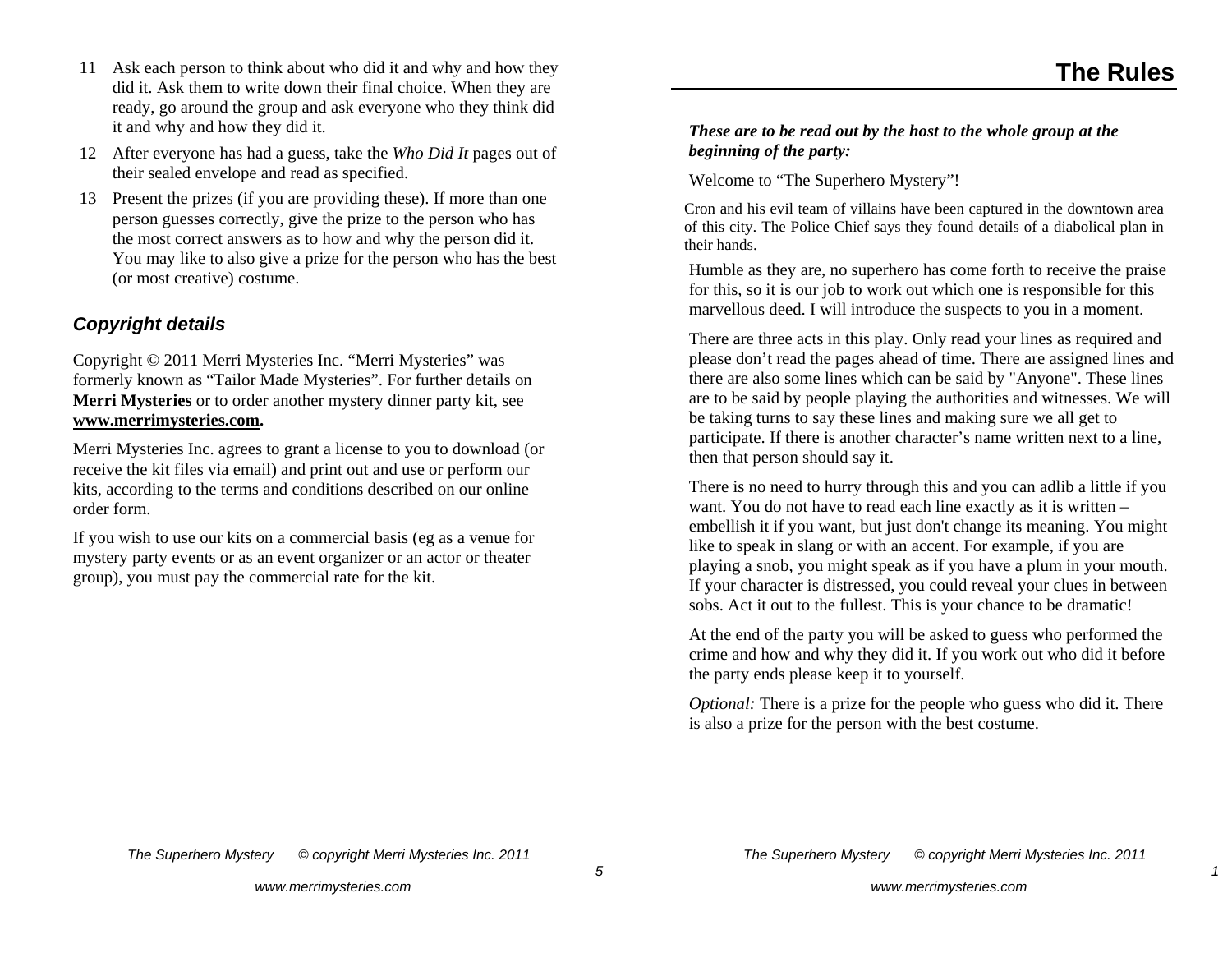11 Ask each person to think about who did it and why and how they did it. Ask them to write down their final choice. When they are ready, go around the group and ask everyone who they think did it and why and how they did it.

12 After everyone has had a guess, take the *Who Did It* pages out of their sealed envelope and read as specified.

13 Present the prizes (if you are providing these). If more than one person guesses correctly, give the prize to the person who has the most correct answers as to how and why the person did it. You may like to also give a prize for the person who has the best (or most creative) costume.

### *Copyright details*

Copyright © 2011 Merri Mysteries Inc. “Merri Mysteries” was formerly known as “Tailor Made Mysteries”. For further details on **Merri Mysteries** or to order another mystery dinner party kit, see **www.merrimysteries.com.**

Merri Mysteries Inc. agrees to grant a license to you to download (or receive the kit files via email) and print out and use or perform our kits, according to the terms and conditions described on our online order form.

If you wish to use our kits on a commercial basis (eg as a venue for mystery party events or as an event organizer or an actor or theater group), you must pay the commercial rate for the kit.

## The Rules

***These are to be read out by the host to the whole group at the beginning of the party:***

Welcome to “The Superhero Mystery”!

Cron and his evil team of villains have been captured in the downtown area of this city. The Police Chief says they found details of a diabolical plan in their hands.

Humble as they are, no superhero has come forth to receive the praise for this, so it is our job to work out which one is responsible for this marvellous deed. I will introduce the suspects to you in a moment.

There are three acts in this play. Only read your lines as required and please don’t read the pages ahead of time. There are assigned lines and there are also some lines which can be said by "Anyone". These lines are to be said by people playing the authorities and witnesses. We will be taking turns to say these lines and making sure we all get to participate. If there is another character’s name written next to a line, then that person should say it.

There is no need to hurry through this and you can adlib a little if you want. You do not have to read each line exactly as it is written – embellish it if you want, but just don't change its meaning. You might like to speak in slang or with an accent. For example, if you are playing a snob, you might speak as if you have a plum in your mouth. If your character is distressed, you could reveal your clues in between sobs. Act it out to the fullest. This is your chance to be dramatic!

At the end of the party you will be asked to guess who performed the crime and how and why they did it. If you work out who did it before the party ends please keep it to yourself.

*Optional:* There is a prize for the people who guess who did it. There is also a prize for the person with the best costume.